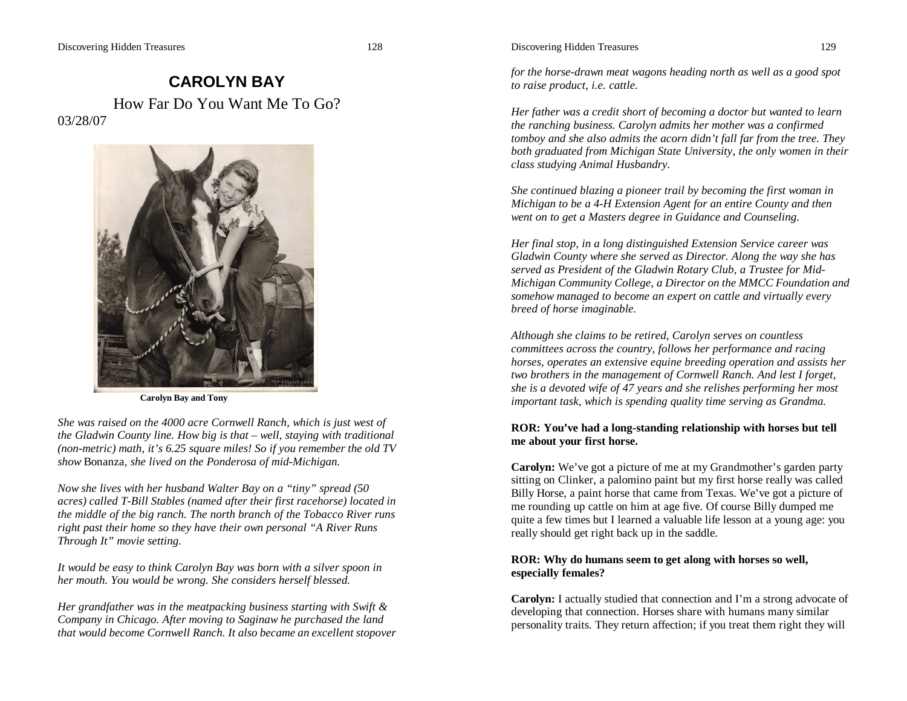# CAROLYN BAY

## How Far Do You Want Me To Go?

03/28/07

**Carolyn Bay and Tony**

*She was raised on the 4000 acre Cornwell Ranch, which is just west of the Gladwin County line. How big is that – well, staying with traditional (non-metric) math, it's 6.25 square miles! So if you remember the old TV show* Bonanza*, she lived on the Ponderosa of mid-Michigan.*

*Now she lives with her husband Walter Bay on a "tiny" spread (50 acres) called T-Bill Stables (named after their first racehorse) located in the middle of the big ranch. The north branch of the Tobacco River runs right past their home so they have their own personal "A River Runs Through It" movie setting.*

*It would be easy to think Carolyn Bay was born with a silver spoon in her mouth. You would be wrong. She considers herself blessed.*

*Her grandfather was in the meatpacking business starting with Swift & Company in Chicago. After moving to Saginaw he purchased the land that would become Cornwell Ranch. It also became an excellent stopover for the horse-drawn meat wagons heading north as well as a good spot to raise product, i.e. cattle.*

*Her father was a credit short of becoming a doctor but wanted to learn the ranching business. Carolyn admits her mother was a confirmed tomboy and she also admits the acorn didn't fall far from the tree. They both graduated from Michigan State University, the only women in their class studying Animal Husbandry.*

*She continued blazing a pioneer trail by becoming the first woman in Michigan to be a 4-H Extension Agent for an entire County and then went on to get a Masters degree in Guidance and Counseling.*

*Her final stop, in a long distinguished Extension Service career was Gladwin County where she served as Director. Along the way she has served as President of the Gladwin Rotary Club, a Trustee for Mid-Michigan Community College, a Director on the MMCC Foundation and somehow managed to become an expert on cattle and virtually every breed of horse imaginable.*

*Although she claims to be retired, Carolyn serves on countless committees across the country, follows her performance and racing horses, operates an extensive equine breeding operation and assists her two brothers in the management of Cornwell Ranch. And lest I forget, she is a devoted wife of 47 years and she relishes performing her most important task, which is spending quality time serving as Grandma.*

**ROR: You've had a long-standing relationship with horses but tell me about your first horse.**

**Carolyn:** We've got a picture of me at my Grandmother's garden party sitting on Clinker, a palomino paint but my first horse really was called Billy Horse, a paint horse that came from Texas. We've got a picture of me rounding up cattle on him at age five. Of course Billy dumped me quite a few times but I learned a valuable life lesson at a young age: you really should get right back up in the saddle.

**ROR: Why do humans seem to get along with horses so well, especially females?**

**Carolyn:** I actually studied that connection and I'm a strong advocate of developing that connection. Horses share with humans many similar personality traits. They return affection; if you treat them right they will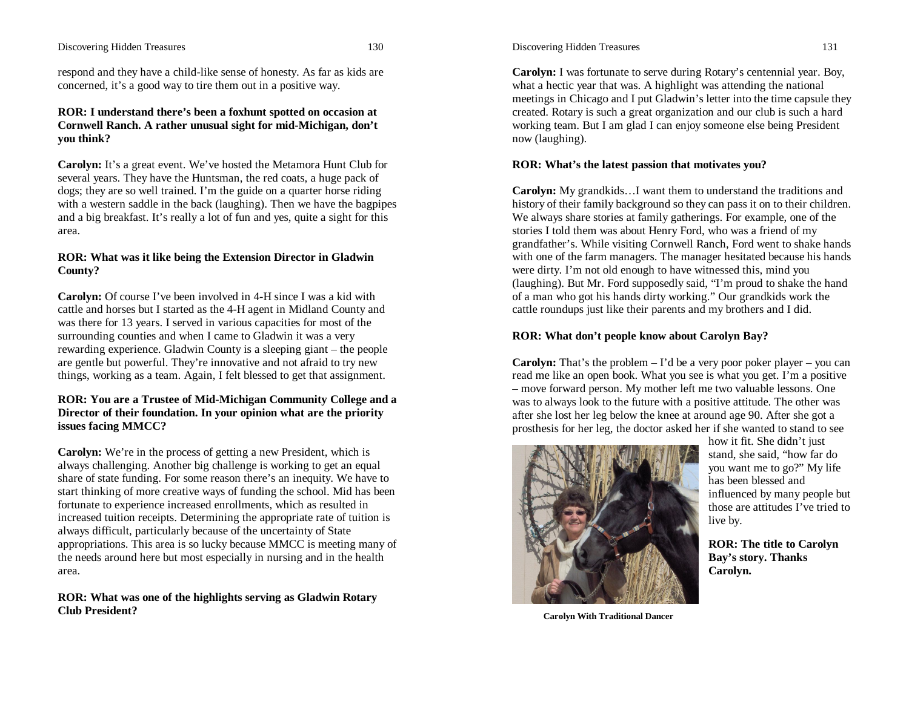respond and they have a child-like sense of honesty. As far as kids are concerned, it's a good way to tire them out in a positive way.

**ROR: I understand there's been a foxhunt spotted on occasion at Cornwell Ranch. A rather unusual sight for mid-Michigan, don't you think?**

**Carolyn:** It's a great event. We've hosted the Metamora Hunt Club for several years. They have the Huntsman, the red coats, a huge pack of dogs; they are so well trained. I'm the guide on a quarter horse riding with a western saddle in the back (laughing). Then we have the bagpipes and a big breakfast. It's really a lot of fun and yes, quite a sight for this area.

**ROR: What was it like being the Extension Director in Gladwin County?**

**Carolyn:** Of course I've been involved in 4-H since I was a kid with cattle and horses but I started as the 4-H agent in Midland County and was there for 13 years. I served in various capacities for most of the surrounding counties and when I came to Gladwin it was a very rewarding experience. Gladwin County is a sleeping giant – the people are gentle but powerful. They're innovative and not afraid to try new things, working as a team. Again, I felt blessed to get that assignment.

**ROR: You are a Trustee of Mid-Michigan Community College and a Director of their foundation. In your opinion what are the priority issues facing MMCC?**

**Carolyn:** We're in the process of getting a new President, which is always challenging. Another big challenge is working to get an equal share of state funding. For some reason there's an inequity. We have to start thinking of more creative ways of funding the school. Mid has been fortunate to experience increased enrollments, which as resulted in increased tuition receipts. Determining the appropriate rate of tuition is always difficult, particularly because of the uncertainty of State appropriations. This area is so lucky because MMCC is meeting many of the needs around here but most especially in nursing and in the health area.

**ROR: What was one of the highlights serving as Gladwin Rotary Club President?**

**Carolyn:** I was fortunate to serve during Rotary's centennial year. Boy, what a hectic year that was. A highlight was attending the national meetings in Chicago and I put Gladwin's letter into the time capsule they created. Rotary is such a great organization and our club is such a hard working team. But I am glad I can enjoy someone else being President now (laughing).

**ROR: What's the latest passion that motivates you?**

**Carolyn:** My grandkids…I want them to understand the traditions and history of their family background so they can pass it on to their children. We always share stories at family gatherings. For example, one of the stories I told them was about Henry Ford, who was a friend of my grandfather's. While visiting Cornwell Ranch, Ford went to shake hands with one of the farm managers. The manager hesitated because his hands were dirty. I'm not old enough to have witnessed this, mind you (laughing). But Mr. Ford supposedly said, "I'm proud to shake the hand of a man who got his hands dirty working." Our grandkids work the cattle roundups just like their parents and my brothers and I did.

**ROR: What don't people know about Carolyn Bay?**

**Carolyn:** That's the problem – I'd be a very poor poker player – you can read me like an open book. What you see is what you get. I'm a positive – move forward person. My mother left me two valuable lessons. One was to always look to the future with a positive attitude. The other was after she lost her leg below the knee at around age 90. After she got a prosthesis for her leg, the doctor asked her if she wanted to stand to see how it fit. She didn't just stand, she said, "how far do you want me to go?" My life has been blessed and influenced by many people but those are attitudes I've tried to live by.

**ROR: The title to Carolyn Bay's story. Thanks Carolyn.**

**Carolyn With Traditional Dancer**